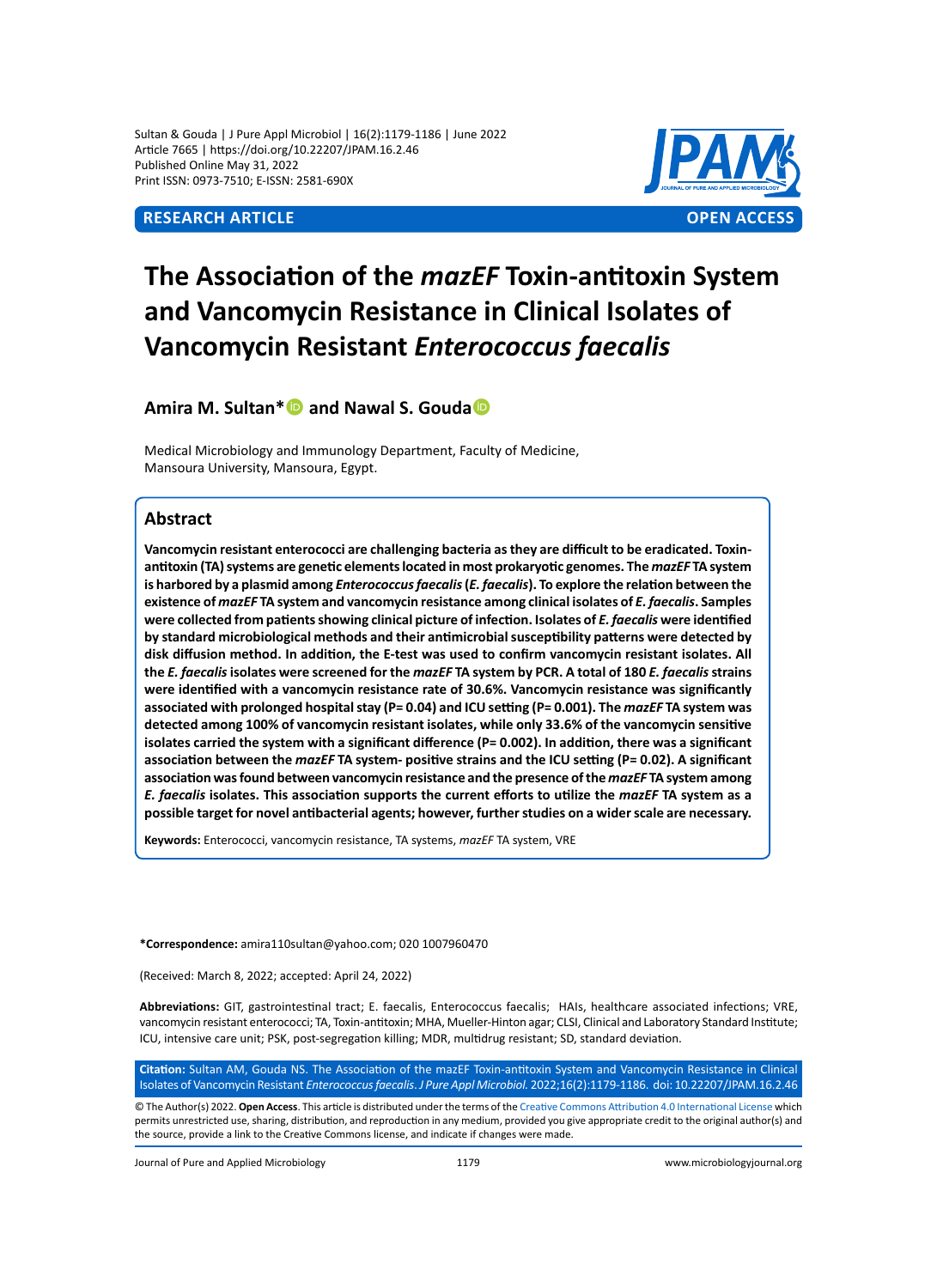RESEARCH ARTICLE | OPEN ACCESS

# The Association of the *mazEF* Toxin-antitoxin System and Vancomycin Resistance in Clinical Isolates of Vancomycin Resistant *Enterococcus faecalis*

**Amira M. Sultan\* and Nawal S. Gouda**

Medical Microbiology and Immunology Department, Faculty of Medicine, Mansoura University, Mansoura, Egypt.

## Abstract

**Vancomycin resistant enterococci are challenging bacteria as they are difficult to be eradicated. Toxin-antitoxin (TA) systems are genetic elements located in most prokaryotic genomes. The *mazEF* TA system is harbored by a plasmid among *Enterococcus faecalis* (*E. faecalis*). To explore the relation between the existence of *mazEF* TA system and vancomycin resistance among clinical isolates of *E. faecalis*. Samples were collected from patients showing clinical picture of infection. Isolates of *E. faecalis* were identified by standard microbiological methods and their antimicrobial susceptibility patterns were detected by disk diffusion method. In addition, the E-test was used to confirm vancomycin resistant isolates. All the *E. faecalis* isolates were screened for the *mazEF* TA system by PCR. A total of 180 *E. faecalis* strains were identified with a vancomycin resistance rate of 30.6%. Vancomycin resistance was significantly associated with prolonged hospital stay (P= 0.04) and ICU setting (P= 0.001). The *mazEF* TA system was detected among 100% of vancomycin resistant isolates, while only 33.6% of the vancomycin sensitive isolates carried the system with a significant difference (P= 0.002). In addition, there was a significant association between the *mazEF* TA system- positive strains and the ICU setting (P= 0.02). A significant association was found between vancomycin resistance and the presence of the *mazEF* TA system among *E. faecalis* isolates. This association supports the current efforts to utilize the *mazEF* TA system as a possible target for novel antibacterial agents; however, further studies on a wider scale are necessary.**

**Keywords:** Enterococci, vancomycin resistance, TA systems, *mazEF* TA system, VRE

**\*Correspondence:** amira110sultan@yahoo.com; 020 1007960470

(Received: March 8, 2022; accepted: April 24, 2022)

**Abbreviations:** GIT, gastrointestinal tract; E. faecalis, Enterococcus faecalis; HAIs, healthcare associated infections; VRE, vancomycin resistant enterococci; TA, Toxin-antitoxin; MHA, Mueller-Hinton agar; CLSI, Clinical and Laboratory Standard Institute; ICU, intensive care unit; PSK, post-segregation killing; MDR, multidrug resistant; SD, standard deviation.

**Citation:** Sultan AM, Gouda NS. The Association of the mazEF Toxin-antitoxin System and Vancomycin Resistance in Clinical Isolates of Vancomycin Resistant *Enterococcus faecalis*. *J Pure Appl Microbiol.* 2022;16(2):1179-1186. doi: 10.22207/JPAM.16.2.46

© The Author(s) 2022. **Open Access**. This article is distributed under the terms of the Creative Commons Attribution 4.0 International License which permits unrestricted use, sharing, distribution, and reproduction in any medium, provided you give appropriate credit to the original author(s) and the source, provide a link to the Creative Commons license, and indicate if changes were made.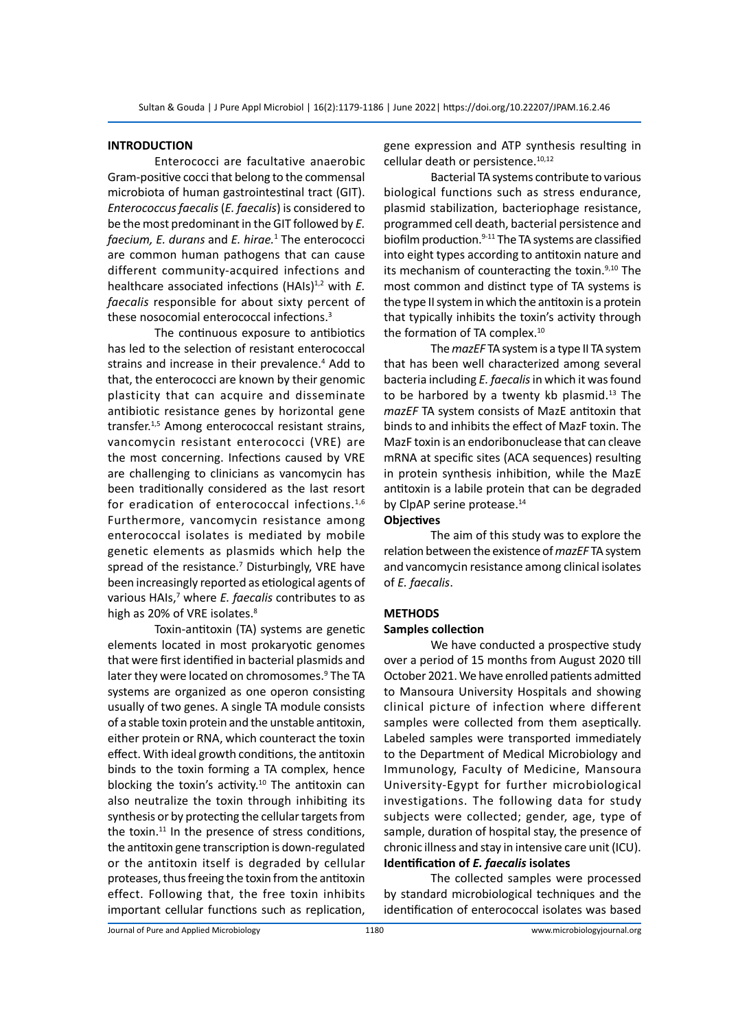## INTRODUCTION

Enterococci are facultative anaerobic Gram-positive cocci that belong to the commensal microbiota of human gastrointestinal tract (GIT). *Enterococcus faecalis* (*E. faecalis*) is considered to be the most predominant in the GIT followed by *E. faecium, E. durans* and *E. hirae.*[1] The enterococci are common human pathogens that can cause different community-acquired infections and healthcare associated infections (HAIs)[1,2] with *E. faecalis* responsible for about sixty percent of these nosocomial enterococcal infections.[3]

The continuous exposure to antibiotics has led to the selection of resistant enterococcal strains and increase in their prevalence.[4] Add to that, the enterococci are known by their genomic plasticity that can acquire and disseminate antibiotic resistance genes by horizontal gene transfer.[1,5] Among enterococcal resistant strains, vancomycin resistant enterococci (VRE) are the most concerning. Infections caused by VRE are challenging to clinicians as vancomycin has been traditionally considered as the last resort for eradication of enterococcal infections.[1,6] Furthermore, vancomycin resistance among enterococcal isolates is mediated by mobile genetic elements as plasmids which help the spread of the resistance.[7] Disturbingly, VRE have been increasingly reported as etiological agents of various HAIs,[7] where *E. faecalis* contributes to as high as 20% of VRE isolates.[8]

Toxin-antitoxin (TA) systems are genetic elements located in most prokaryotic genomes that were first identified in bacterial plasmids and later they were located on chromosomes.[9] The TA systems are organized as one operon consisting usually of two genes. A single TA module consists of a stable toxin protein and the unstable antitoxin, either protein or RNA, which counteract the toxin effect. With ideal growth conditions, the antitoxin binds to the toxin forming a TA complex, hence blocking the toxin's activity.[10] The antitoxin can also neutralize the toxin through inhibiting its synthesis or by protecting the cellular targets from the toxin.[11] In the presence of stress conditions, the antitoxin gene transcription is down-regulated or the antitoxin itself is degraded by cellular proteases, thus freeing the toxin from the antitoxin effect. Following that, the free toxin inhibits important cellular functions such as replication, gene expression and ATP synthesis resulting in cellular death or persistence.[10,12]

Bacterial TA systems contribute to various biological functions such as stress endurance, plasmid stabilization, bacteriophage resistance, programmed cell death, bacterial persistence and biofilm production.[9-11] The TA systems are classified into eight types according to antitoxin nature and its mechanism of counteracting the toxin.[9,10] The most common and distinct type of TA systems is the type II system in which the antitoxin is a protein that typically inhibits the toxin's activity through the formation of TA complex.[10]

The *mazEF* TA system is a type II TA system that has been well characterized among several bacteria including *E. faecalis* in which it was found to be harbored by a twenty kb plasmid.[13] The *mazEF* TA system consists of MazE antitoxin that binds to and inhibits the effect of MazF toxin. The MazF toxin is an endoribonuclease that can cleave mRNA at specific sites (ACA sequences) resulting in protein synthesis inhibition, while the MazE antitoxin is a labile protein that can be degraded by ClpAP serine protease.[14]

### Objectives

The aim of this study was to explore the relation between the existence of *mazEF* TA system and vancomycin resistance among clinical isolates of *E. faecalis*.

## METHODS

### Samples collection

We have conducted a prospective study over a period of 15 months from August 2020 till October 2021. We have enrolled patients admitted to Mansoura University Hospitals and showing clinical picture of infection where different samples were collected from them aseptically. Labeled samples were transported immediately to the Department of Medical Microbiology and Immunology, Faculty of Medicine, Mansoura University-Egypt for further microbiological investigations. The following data for study subjects were collected; gender, age, type of sample, duration of hospital stay, the presence of chronic illness and stay in intensive care unit (ICU).

### Identification of *E. faecalis* isolates

The collected samples were processed by standard microbiological techniques and the identification of enterococcal isolates was based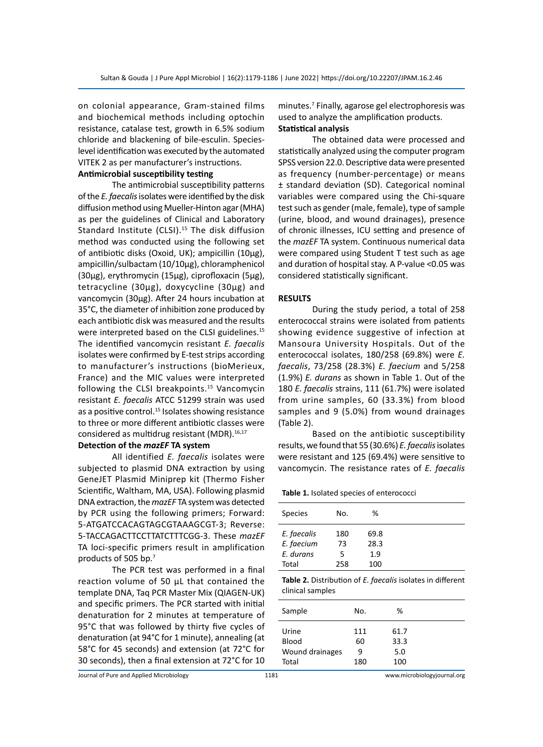on colonial appearance, Gram-stained films and biochemical methods including optochin resistance, catalase test, growth in 6.5% sodium chloride and blackening of bile-esculin. Species-level identification was executed by the automated VITEK 2 as per manufacturer's instructions.

**Antimicrobial susceptibility testing**

The antimicrobial susceptibility patterns of the *E. faecalis* isolates were identified by the disk diffusion method using Mueller-Hinton agar (MHA) as per the guidelines of Clinical and Laboratory Standard Institute (CLSI).[15] The disk diffusion method was conducted using the following set of antibiotic disks (Oxoid, UK); ampicillin (10µg), ampicillin/sulbactam (10/10µg), chloramphenicol (30µg), erythromycin (15µg), ciprofloxacin (5µg), tetracycline (30µg), doxycycline (30µg) and vancomycin (30µg). After 24 hours incubation at 35°C, the diameter of inhibition zone produced by each antibiotic disk was measured and the results were interpreted based on the CLSI guidelines.[15] The identified vancomycin resistant *E. faecalis* isolates were confirmed by E-test strips according to manufacturer's instructions (bioMerieux, France) and the MIC values were interpreted following the CLSI breakpoints.[15] Vancomycin resistant *E. faecalis* ATCC 51299 strain was used as a positive control.[15] Isolates showing resistance to three or more different antibiotic classes were considered as multidrug resistant (MDR).[16,17]

**Detection of the *mazEF* TA system**

All identified *E. faecalis* isolates were subjected to plasmid DNA extraction by using GeneJET Plasmid Miniprep kit (Thermo Fisher Scientific, Waltham, MA, USA). Following plasmid DNA extraction, the *mazEF* TA system was detected by PCR using the following primers; Forward: 5-ATGATCCACAGTAGCGTAAAGCGT-3; Reverse: 5-TACCAGACTTCCTTATCTTTCGG-3. These *mazEF* TA loci-specific primers result in amplification products of 505 bp.[7]

The PCR test was performed in a final reaction volume of 50 µL that contained the template DNA, Taq PCR Master Mix (QIAGEN-UK) and specific primers. The PCR started with initial denaturation for 2 minutes at temperature of 95°C that was followed by thirty five cycles of denaturation (at 94°C for 1 minute), annealing (at 58°C for 45 seconds) and extension (at 72°C for 30 seconds), then a final extension at 72°C for 10 minutes.[7] Finally, agarose gel electrophoresis was used to analyze the amplification products.

**Statistical analysis**

The obtained data were processed and statistically analyzed using the computer program SPSS version 22.0. Descriptive data were presented as frequency (number-percentage) or means ± standard deviation (SD). Categorical nominal variables were compared using the Chi-square test such as gender (male, female), type of sample (urine, blood, and wound drainages), presence of chronic illnesses, ICU setting and presence of the *mazEF* TA system. Continuous numerical data were compared using Student T test such as age and duration of hospital stay. A P-value <0.05 was considered statistically significant.

## RESULTS

During the study period, a total of 258 enterococcal strains were isolated from patients showing evidence suggestive of infection at Mansoura University Hospitals. Out of the enterococcal isolates, 180/258 (69.8%) were *E. faecalis*, 73/258 (28.3%) *E. faecium* and 5/258 (1.9%) *E. durans* as shown in Table 1. Out of the 180 *E. faecalis* strains, 111 (61.7%) were isolated from urine samples, 60 (33.3%) from blood samples and 9 (5.0%) from wound drainages (Table 2).

Based on the antibiotic susceptibility results, we found that 55 (30.6%) *E. faecalis* isolates were resistant and 125 (69.4%) were sensitive to vancomycin. The resistance rates of *E. faecalis*

**Table 1.** Isolated species of enterococci

| Species | No. | % |
|---|---|---|
| *E. faecalis* | 180 | 69.8 |
| *E. faecium* | 73 | 28.3 |
| *E. durans* | 5 | 1.9 |
| Total | 258 | 100 |

**Table 2.** Distribution of *E. faecalis* isolates in different clinical samples

| Sample | No. | % |
|---|---|---|
| Urine | 111 | 61.7 |
| Blood | 60 | 33.3 |
| Wound drainages | 9 | 5.0 |
| Total | 180 | 100 |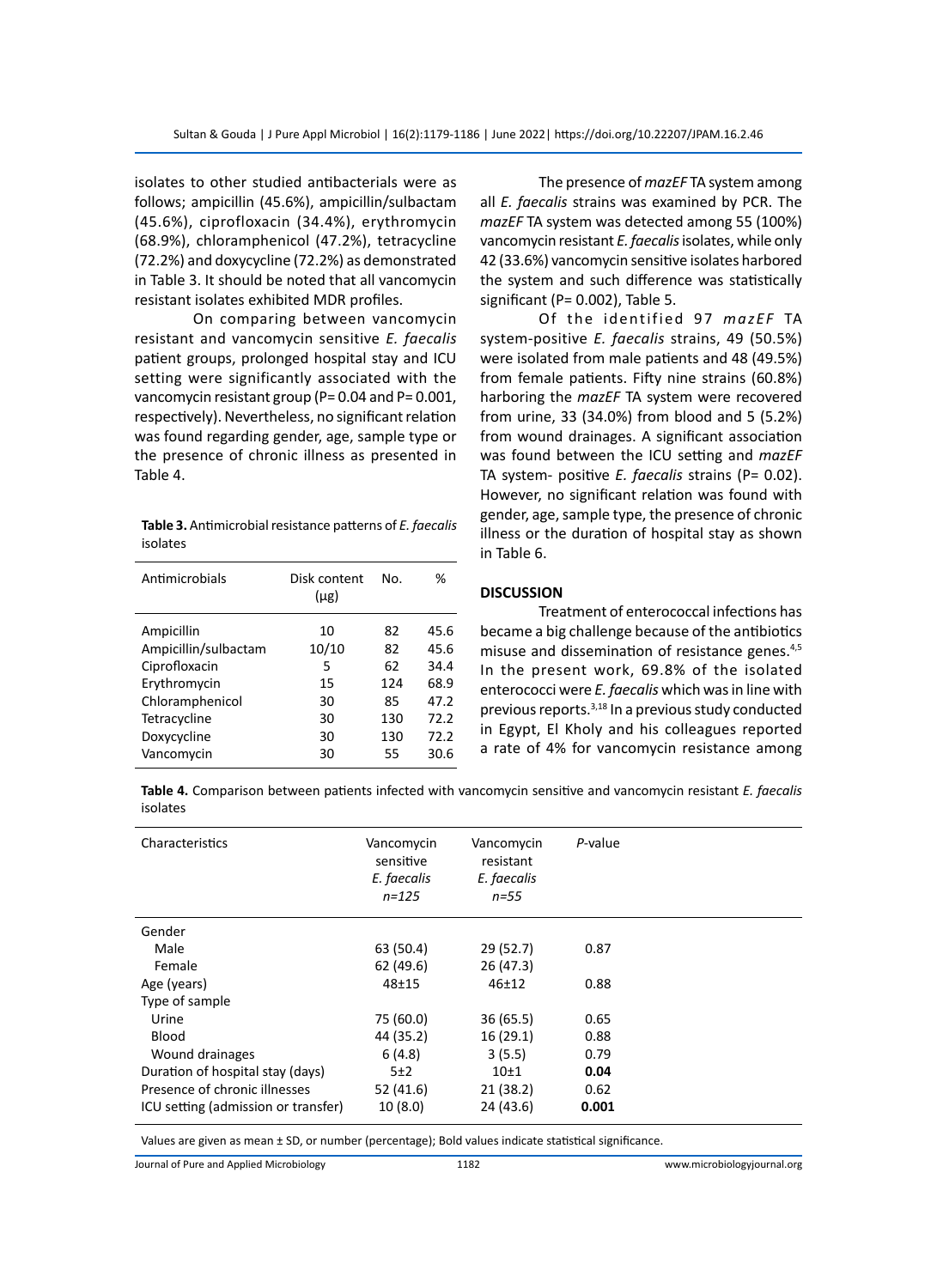isolates to other studied antibacterials were as follows; ampicillin (45.6%), ampicillin/sulbactam (45.6%), ciprofloxacin (34.4%), erythromycin (68.9%), chloramphenicol (47.2%), tetracycline (72.2%) and doxycycline (72.2%) as demonstrated in Table 3. It should be noted that all vancomycin resistant isolates exhibited MDR profiles.

On comparing between vancomycin resistant and vancomycin sensitive *E. faecalis* patient groups, prolonged hospital stay and ICU setting were significantly associated with the vancomycin resistant group (P= 0.04 and P= 0.001, respectively). Nevertheless, no significant relation was found regarding gender, age, sample type or the presence of chronic illness as presented in Table 4.

**Table 3.** Antimicrobial resistance patterns of *E. faecalis* isolates

| Antimicrobials | Disk content (μg) | No. | % |
|---|---|---|---|
| Ampicillin | 10 | 82 | 45.6 |
| Ampicillin/sulbactam | 10/10 | 82 | 45.6 |
| Ciprofloxacin | 5 | 62 | 34.4 |
| Erythromycin | 15 | 124 | 68.9 |
| Chloramphenicol | 30 | 85 | 47.2 |
| Tetracycline | 30 | 130 | 72.2 |
| Doxycycline | 30 | 130 | 72.2 |
| Vancomycin | 30 | 55 | 30.6 |

The presence of *mazEF* TA system among all *E. faecalis* strains was examined by PCR. The *mazEF* TA system was detected among 55 (100%) vancomycin resistant *E. faecalis* isolates, while only 42 (33.6%) vancomycin sensitive isolates harbored the system and such difference was statistically significant (P= 0.002), Table 5.

Of the identified 97 *mazEF* TA system-positive *E. faecalis* strains, 49 (50.5%) were isolated from male patients and 48 (49.5%) from female patients. Fifty nine strains (60.8%) harboring the *mazEF* TA system were recovered from urine, 33 (34.0%) from blood and 5 (5.2%) from wound drainages. A significant association was found between the ICU setting and *mazEF* TA system- positive *E. faecalis* strains (P= 0.02). However, no significant relation was found with gender, age, sample type, the presence of chronic illness or the duration of hospital stay as shown in Table 6.

## DISCUSSION

Treatment of enterococcal infections has became a big challenge because of the antibiotics misuse and dissemination of resistance genes.[4,5] In the present work, 69.8% of the isolated enterococci were *E. faecalis* which was in line with previous reports.[3,18] In a previous study conducted in Egypt, El Kholy and his colleagues reported a rate of 4% for vancomycin resistance among

**Table 4.** Comparison between patients infected with vancomycin sensitive and vancomycin resistant *E. faecalis* isolates

| Characteristics | Vancomycin sensitive *E. faecalis* *n=125* | Vancomycin resistant *E. faecalis* *n=55* | *P*-value |
|---|---|---|---|
| Gender | | | |
| Male | 63 (50.4) | 29 (52.7) | 0.87 |
| Female | 62 (49.6) | 26 (47.3) | |
| Age (years) | 48±15 | 46±12 | 0.88 |
| Type of sample | | | |
| Urine | 75 (60.0) | 36 (65.5) | 0.65 |
| Blood | 44 (35.2) | 16 (29.1) | 0.88 |
| Wound drainages | 6 (4.8) | 3 (5.5) | 0.79 |
| Duration of hospital stay (days) | 5±2 | 10±1 | **0.04** |
| Presence of chronic illnesses | 52 (41.6) | 21 (38.2) | 0.62 |
| ICU setting (admission or transfer) | 10 (8.0) | 24 (43.6) | **0.001** |

Values are given as mean ± SD, or number (percentage); Bold values indicate statistical significance.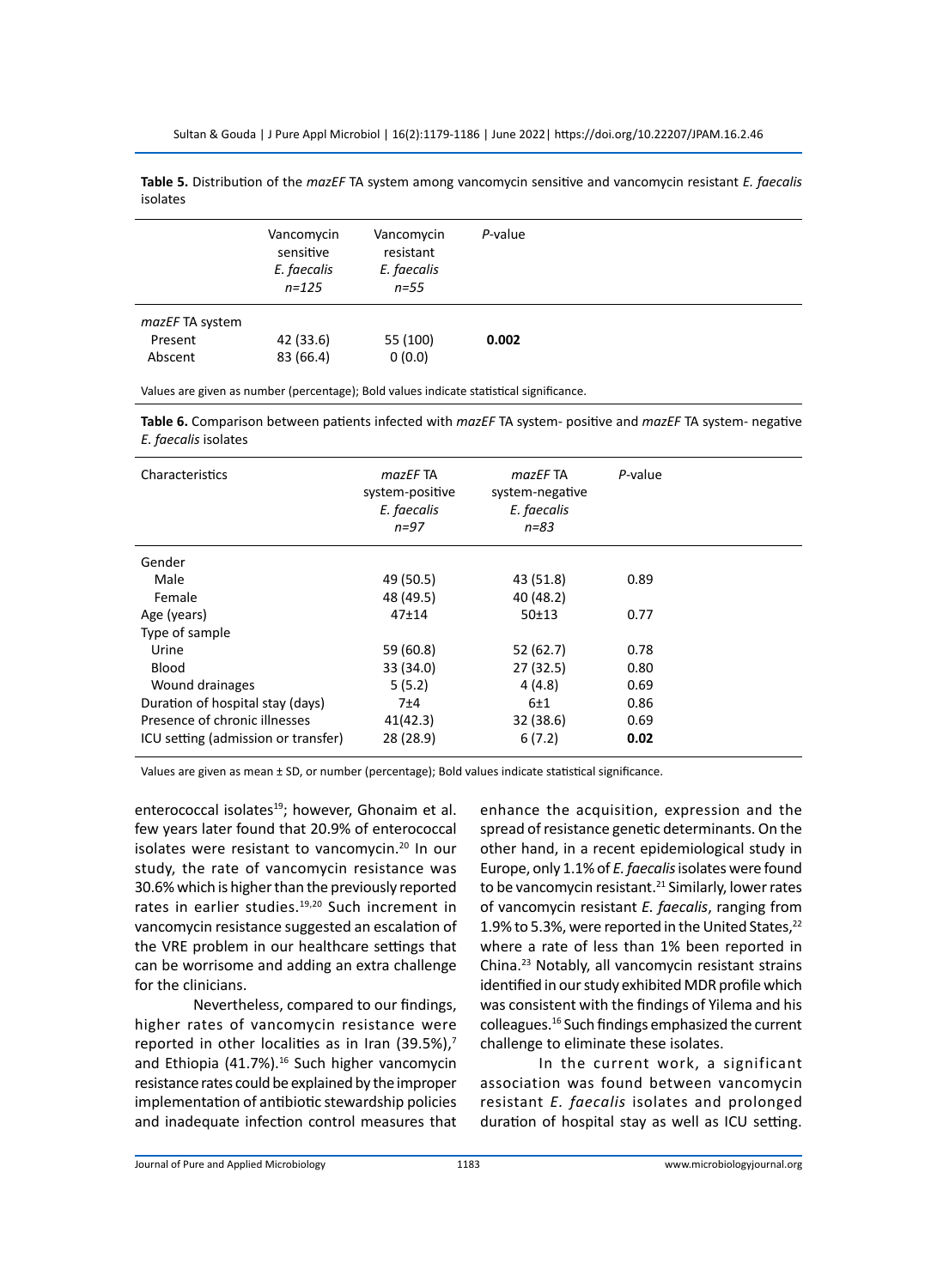**Table 5.** Distribution of the *mazEF* TA system among vancomycin sensitive and vancomycin resistant *E. faecalis* isolates

| | Vancomycin sensitive *E. faecalis* *n=125* | Vancomycin resistant *E. faecalis* *n=55* | *P*-value |
|---|---|---|---|
| *mazEF* TA system | | | |
| Present | 42 (33.6) | 55 (100) | **0.002** |
| Absent | 83 (66.4) | 0 (0.0) | |

Values are given as number (percentage); Bold values indicate statistical significance.

**Table 6.** Comparison between patients infected with *mazEF* TA system- positive and *mazEF* TA system- negative *E. faecalis* isolates

| Characteristics | *mazEF* TA system-positive *E. faecalis* *n=97* | *mazEF* TA system-negative *E. faecalis* *n=83* | *P*-value |
|---|---|---|---|
| Gender | | | |
| Male | 49 (50.5) | 43 (51.8) | 0.89 |
| Female | 48 (49.5) | 40 (48.2) | |
| Age (years) | 47±14 | 50±13 | 0.77 |
| Type of sample | | | |
| Urine | 59 (60.8) | 52 (62.7) | 0.78 |
| Blood | 33 (34.0) | 27 (32.5) | 0.80 |
| Wound drainages | 5 (5.2) | 4 (4.8) | 0.69 |
| Duration of hospital stay (days) | 7±4 | 6±1 | 0.86 |
| Presence of chronic illnesses | 41(42.3) | 32 (38.6) | 0.69 |
| ICU setting (admission or transfer) | 28 (28.9) | 6 (7.2) | **0.02** |

Values are given as mean ± SD, or number (percentage); Bold values indicate statistical significance.

enterococcal isolates[19]; however, Ghonaim et al. few years later found that 20.9% of enterococcal isolates were resistant to vancomycin.[20] In our study, the rate of vancomycin resistance was 30.6% which is higher than the previously reported rates in earlier studies.[19,20] Such increment in vancomycin resistance suggested an escalation of the VRE problem in our healthcare settings that can be worrisome and adding an extra challenge for the clinicians.

Nevertheless, compared to our findings, higher rates of vancomycin resistance were reported in other localities as in Iran (39.5%),[7] and Ethiopia (41.7%).[16] Such higher vancomycin resistance rates could be explained by the improper implementation of antibiotic stewardship policies and inadequate infection control measures that enhance the acquisition, expression and the spread of resistance genetic determinants. On the other hand, in a recent epidemiological study in Europe, only 1.1% of *E. faecalis* isolates were found to be vancomycin resistant.[21] Similarly, lower rates of vancomycin resistant *E. faecalis*, ranging from 1.9% to 5.3%, were reported in the United States,[22] where a rate of less than 1% been reported in China.[23] Notably, all vancomycin resistant strains identified in our study exhibited MDR profile which was consistent with the findings of Yilema and his colleagues.[16] Such findings emphasized the current challenge to eliminate these isolates.

In the current work, a significant association was found between vancomycin resistant *E. faecalis* isolates and prolonged duration of hospital stay as well as ICU setting.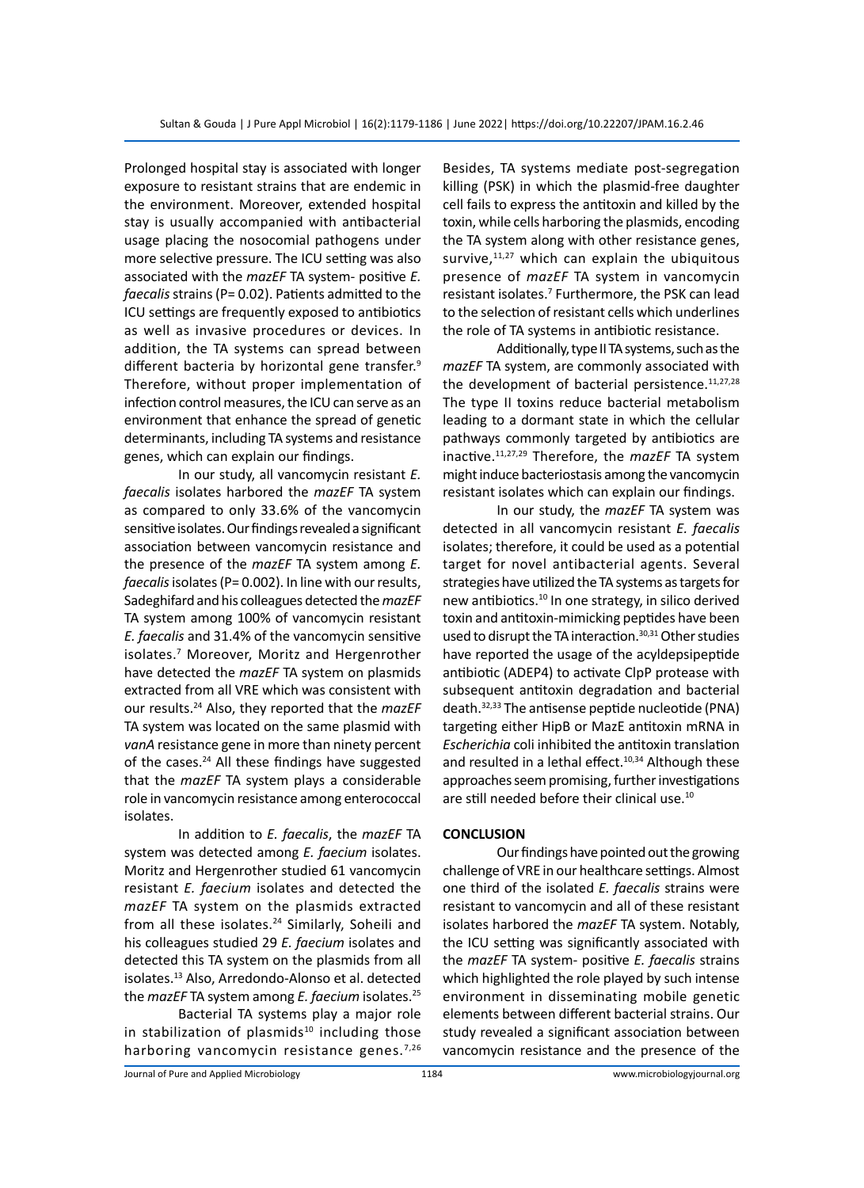Prolonged hospital stay is associated with longer exposure to resistant strains that are endemic in the environment. Moreover, extended hospital stay is usually accompanied with antibacterial usage placing the nosocomial pathogens under more selective pressure. The ICU setting was also associated with the *mazEF* TA system- positive *E. faecalis* strains (P= 0.02). Patients admitted to the ICU settings are frequently exposed to antibiotics as well as invasive procedures or devices. In addition, the TA systems can spread between different bacteria by horizontal gene transfer.[9] Therefore, without proper implementation of infection control measures, the ICU can serve as an environment that enhance the spread of genetic determinants, including TA systems and resistance genes, which can explain our findings.

In our study, all vancomycin resistant *E. faecalis* isolates harbored the *mazEF* TA system as compared to only 33.6% of the vancomycin sensitive isolates. Our findings revealed a significant association between vancomycin resistance and the presence of the *mazEF* TA system among *E. faecalis* isolates (P= 0.002). In line with our results, Sadeghifard and his colleagues detected the *mazEF* TA system among 100% of vancomycin resistant *E. faecalis* and 31.4% of the vancomycin sensitive isolates.[7] Moreover, Moritz and Hergenrother have detected the *mazEF* TA system on plasmids extracted from all VRE which was consistent with our results.[24] Also, they reported that the *mazEF* TA system was located on the same plasmid with *vanA* resistance gene in more than ninety percent of the cases.[24] All these findings have suggested that the *mazEF* TA system plays a considerable role in vancomycin resistance among enterococcal isolates.

In addition to *E. faecalis*, the *mazEF* TA system was detected among *E. faecium* isolates. Moritz and Hergenrother studied 61 vancomycin resistant *E. faecium* isolates and detected the *mazEF* TA system on the plasmids extracted from all these isolates.[24] Similarly, Soheili and his colleagues studied 29 *E. faecium* isolates and detected this TA system on the plasmids from all isolates.[13] Also, Arredondo-Alonso et al. detected the *mazEF* TA system among *E. faecium* isolates.[25]

Bacterial TA systems play a major role in stabilization of plasmids[10] including those harboring vancomycin resistance genes.[7,26] Besides, TA systems mediate post-segregation killing (PSK) in which the plasmid-free daughter cell fails to express the antitoxin and killed by the toxin, while cells harboring the plasmids, encoding the TA system along with other resistance genes, survive,[11,27] which can explain the ubiquitous presence of *mazEF* TA system in vancomycin resistant isolates.[7] Furthermore, the PSK can lead to the selection of resistant cells which underlines the role of TA systems in antibiotic resistance.

Additionally, type II TA systems, such as the *mazEF* TA system, are commonly associated with the development of bacterial persistence.[11,27,28] The type II toxins reduce bacterial metabolism leading to a dormant state in which the cellular pathways commonly targeted by antibiotics are inactive.[11,27,29] Therefore, the *mazEF* TA system might induce bacteriostasis among the vancomycin resistant isolates which can explain our findings.

In our study, the *mazEF* TA system was detected in all vancomycin resistant *E. faecalis* isolates; therefore, it could be used as a potential target for novel antibacterial agents. Several strategies have utilized the TA systems as targets for new antibiotics.[10] In one strategy, in silico derived toxin and antitoxin-mimicking peptides have been used to disrupt the TA interaction.[30,31] Other studies have reported the usage of the acyldepsipeptide antibiotic (ADEP4) to activate ClpP protease with subsequent antitoxin degradation and bacterial death.[32,33] The antisense peptide nucleotide (PNA) targeting either HipB or MazE antitoxin mRNA in *Escherichia* coli inhibited the antitoxin translation and resulted in a lethal effect.[10,34] Although these approaches seem promising, further investigations are still needed before their clinical use.[10]

## CONCLUSION

Our findings have pointed out the growing challenge of VRE in our healthcare settings. Almost one third of the isolated *E. faecalis* strains were resistant to vancomycin and all of these resistant isolates harbored the *mazEF* TA system. Notably, the ICU setting was significantly associated with the *mazEF* TA system- positive *E. faecalis* strains which highlighted the role played by such intense environment in disseminating mobile genetic elements between different bacterial strains. Our study revealed a significant association between vancomycin resistance and the presence of the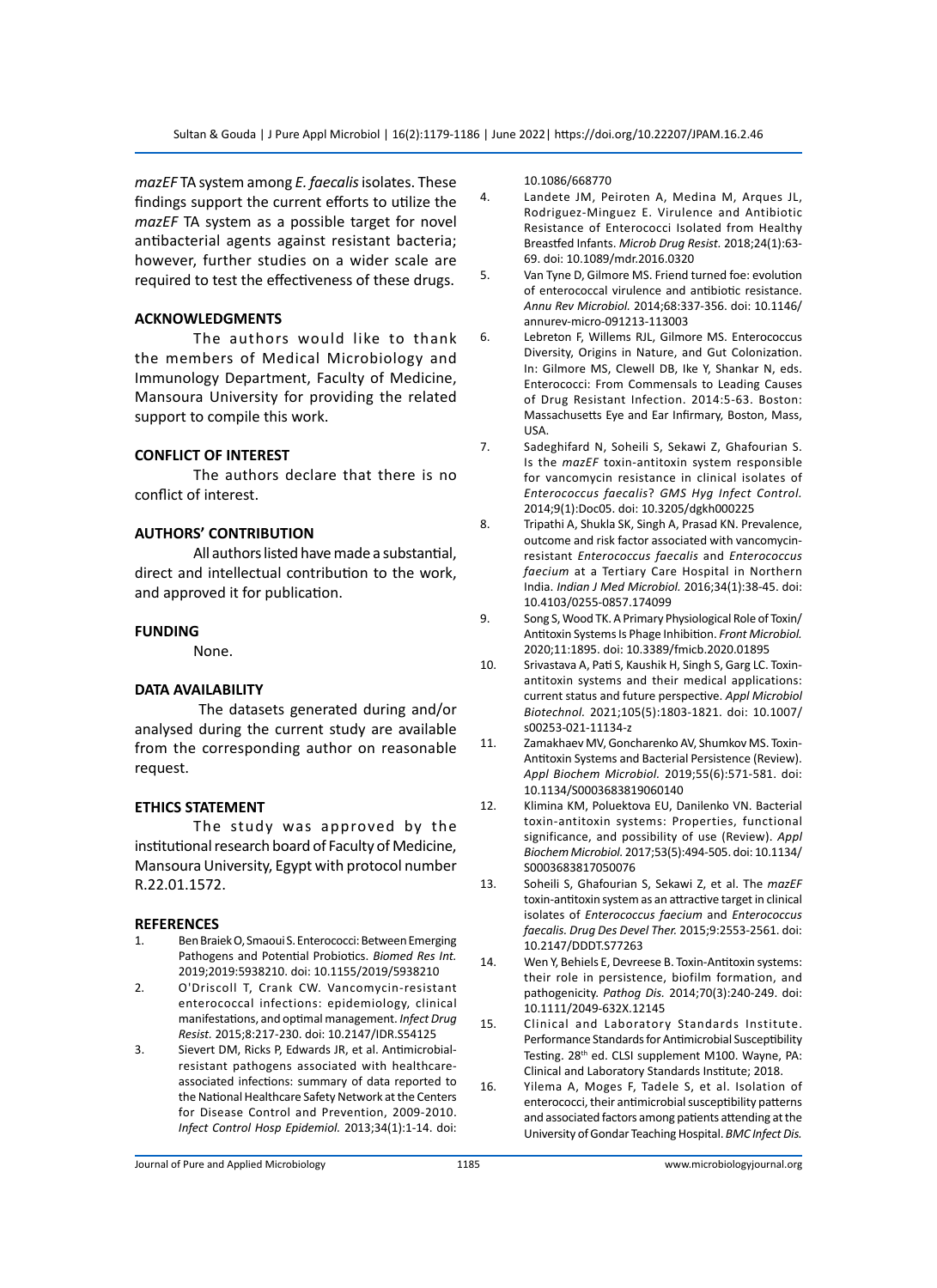*mazEF* TA system among *E. faecalis* isolates. These findings support the current efforts to utilize the *mazEF* TA system as a possible target for novel antibacterial agents against resistant bacteria; however, further studies on a wider scale are required to test the effectiveness of these drugs.

## ACKNOWLEDGMENTS

The authors would like to thank the members of Medical Microbiology and Immunology Department, Faculty of Medicine, Mansoura University for providing the related support to compile this work.

## CONFLICT OF INTEREST

The authors declare that there is no conflict of interest.

## AUTHORS' CONTRIBUTION

All authors listed have made a substantial, direct and intellectual contribution to the work, and approved it for publication.

## FUNDING

None.

## DATA AVAILABILITY

The datasets generated during and/or analysed during the current study are available from the corresponding author on reasonable request.

## ETHICS STATEMENT

The study was approved by the institutional research board of Faculty of Medicine, Mansoura University, Egypt with protocol number R.22.01.1572.

## REFERENCES

1. Ben Braiek O, Smaoui S. Enterococci: Between Emerging Pathogens and Potential Probiotics. *Biomed Res Int.* 2019;2019:5938210. doi: 10.1155/2019/5938210
2. O'Driscoll T, Crank CW. Vancomycin-resistant enterococcal infections: epidemiology, clinical manifestations, and optimal management. *Infect Drug Resist.* 2015;8:217-230. doi: 10.2147/IDR.S54125
3. Sievert DM, Ricks P, Edwards JR, et al. Antimicrobial-resistant pathogens associated with healthcare-associated infections: summary of data reported to the National Healthcare Safety Network at the Centers for Disease Control and Prevention, 2009-2010. *Infect Control Hosp Epidemiol.* 2013;34(1):1-14. doi: 10.1086/668770
4. Landete JM, Peiroten A, Medina M, Arques JL, Rodriguez-Minguez E. Virulence and Antibiotic Resistance of Enterococci Isolated from Healthy Breastfed Infants. *Microb Drug Resist.* 2018;24(1):63-69. doi: 10.1089/mdr.2016.0320
5. Van Tyne D, Gilmore MS. Friend turned foe: evolution of enterococcal virulence and antibiotic resistance. *Annu Rev Microbiol.* 2014;68:337-356. doi: 10.1146/annurev-micro-091213-113003
6. Lebreton F, Willems RJL, Gilmore MS. Enterococcus Diversity, Origins in Nature, and Gut Colonization. In: Gilmore MS, Clewell DB, Ike Y, Shankar N, eds. Enterococci: From Commensals to Leading Causes of Drug Resistant Infection. 2014:5-63. Boston: Massachusetts Eye and Ear Infirmary, Boston, Mass, USA.
7. Sadeghifard N, Soheili S, Sekawi Z, Ghafourian S. Is the *mazEF* toxin-antitoxin system responsible for vancomycin resistance in clinical isolates of *Enterococcus faecalis*? *GMS Hyg Infect Control.* 2014;9(1):Doc05. doi: 10.3205/dgkh000225
8. Tripathi A, Shukla SK, Singh A, Prasad KN. Prevalence, outcome and risk factor associated with vancomycin-resistant *Enterococcus faecalis* and *Enterococcus faecium* at a Tertiary Care Hospital in Northern India. *Indian J Med Microbiol.* 2016;34(1):38-45. doi: 10.4103/0255-0857.174099
9. Song S, Wood TK. A Primary Physiological Role of Toxin/Antitoxin Systems Is Phage Inhibition. *Front Microbiol.* 2020;11:1895. doi: 10.3389/fmicb.2020.01895
10. Srivastava A, Pati S, Kaushik H, Singh S, Garg LC. Toxin-antitoxin systems and their medical applications: current status and future perspective. *Appl Microbiol Biotechnol.* 2021;105(5):1803-1821. doi: 10.1007/s00253-021-11134-z
11. Zamakhaev MV, Goncharenko AV, Shumkov MS. Toxin-Antitoxin Systems and Bacterial Persistence (Review). *Appl Biochem Microbiol.* 2019;55(6):571-581. doi: 10.1134/S0003683819060140
12. Klimina KM, Poluektova EU, Danilenko VN. Bacterial toxin-antitoxin systems: Properties, functional significance, and possibility of use (Review). *Appl Biochem Microbiol.* 2017;53(5):494-505. doi: 10.1134/S0003683817050076
13. Soheili S, Ghafourian S, Sekawi Z, et al. The *mazEF* toxin-antitoxin system as an attractive target in clinical isolates of *Enterococcus faecium* and *Enterococcus faecalis*. *Drug Des Devel Ther.* 2015;9:2553-2561. doi: 10.2147/DDDT.S77263
14. Wen Y, Behiels E, Devreese B. Toxin-Antitoxin systems: their role in persistence, biofilm formation, and pathogenicity. *Pathog Dis.* 2014;70(3):240-249. doi: 10.1111/2049-632X.12145
15. Clinical and Laboratory Standards Institute. Performance Standards for Antimicrobial Susceptibility Testing. 28th ed. CLSI supplement M100. Wayne, PA: Clinical and Laboratory Standards Institute; 2018.
16. Yilema A, Moges F, Tadele S, et al. Isolation of enterococci, their antimicrobial susceptibility patterns and associated factors among patients attending at the University of Gondar Teaching Hospital. *BMC Infect Dis.*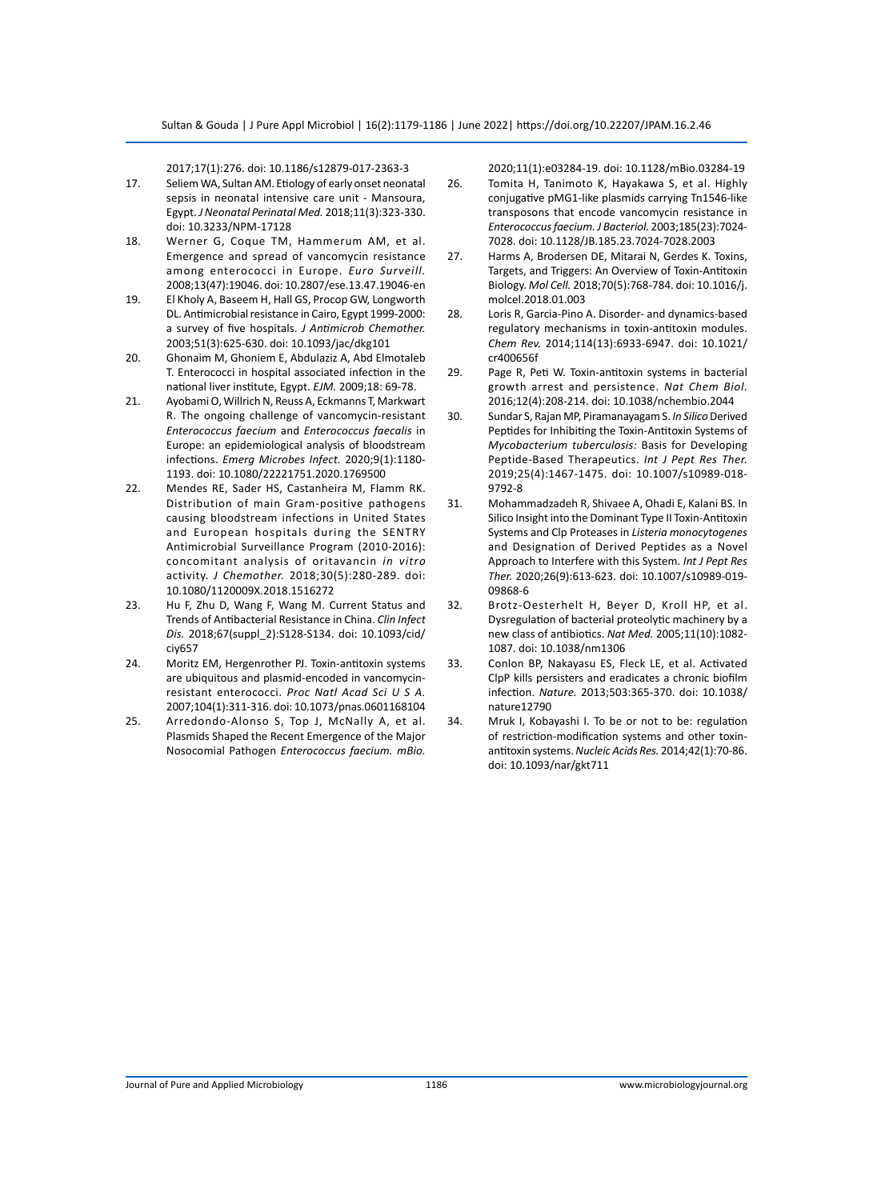2017;17(1):276. doi: 10.1186/s12879-017-2363-3

17. Seliem WA, Sultan AM. Etiology of early onset neonatal sepsis in neonatal intensive care unit - Mansoura, Egypt. *J Neonatal Perinatal Med.* 2018;11(3):323-330. doi: 10.3233/NPM-17128
18. Werner G, Coque TM, Hammerum AM, et al. Emergence and spread of vancomycin resistance among enterococci in Europe. *Euro Surveill.* 2008;13(47):19046. doi: 10.2807/ese.13.47.19046-en
19. El Kholy A, Baseem H, Hall GS, Procop GW, Longworth DL. Antimicrobial resistance in Cairo, Egypt 1999-2000: a survey of five hospitals. *J Antimicrob Chemother.* 2003;51(3):625-630. doi: 10.1093/jac/dkg101
20. Ghonaim M, Ghoniem E, Abdulaziz A, Abd Elmotaleb T. Enterococci in hospital associated infection in the national liver institute, Egypt. *EJM.* 2009;18: 69-78.
21. Ayobami O, Willrich N, Reuss A, Eckmanns T, Markwart R. The ongoing challenge of vancomycin-resistant *Enterococcus faecium* and *Enterococcus faecalis* in Europe: an epidemiological analysis of bloodstream infections. *Emerg Microbes Infect.* 2020;9(1):1180-1193. doi: 10.1080/22221751.2020.1769500
22. Mendes RE, Sader HS, Castanheira M, Flamm RK. Distribution of main Gram-positive pathogens causing bloodstream infections in United States and European hospitals during the SENTRY Antimicrobial Surveillance Program (2010-2016): concomitant analysis of oritavancin *in vitro* activity. *J Chemother.* 2018;30(5):280-289. doi: 10.1080/1120009X.2018.1516272
23. Hu F, Zhu D, Wang F, Wang M. Current Status and Trends of Antibacterial Resistance in China. *Clin Infect Dis.* 2018;67(suppl_2):S128-S134. doi: 10.1093/cid/ciy657
24. Moritz EM, Hergenrother PJ. Toxin-antitoxin systems are ubiquitous and plasmid-encoded in vancomycin-resistant enterococci. *Proc Natl Acad Sci U S A.* 2007;104(1):311-316. doi: 10.1073/pnas.0601168104
25. Arredondo-Alonso S, Top J, McNally A, et al. Plasmids Shaped the Recent Emergence of the Major Nosocomial Pathogen *Enterococcus faecium. mBio.* 2020;11(1):e03284-19. doi: 10.1128/mBio.03284-19
26. Tomita H, Tanimoto K, Hayakawa S, et al. Highly conjugative pMG1-like plasmids carrying Tn1546-like transposons that encode vancomycin resistance in *Enterococcus faecium. J Bacteriol.* 2003;185(23):7024-7028. doi: 10.1128/JB.185.23.7024-7028.2003
27. Harms A, Brodersen DE, Mitarai N, Gerdes K. Toxins, Targets, and Triggers: An Overview of Toxin-Antitoxin Biology. *Mol Cell.* 2018;70(5):768-784. doi: 10.1016/j.molcel.2018.01.003
28. Loris R, Garcia-Pino A. Disorder- and dynamics-based regulatory mechanisms in toxin-antitoxin modules. *Chem Rev.* 2014;114(13):6933-6947. doi: 10.1021/cr400656f
29. Page R, Peti W. Toxin-antitoxin systems in bacterial growth arrest and persistence. *Nat Chem Biol.* 2016;12(4):208-214. doi: 10.1038/nchembio.2044
30. Sundar S, Rajan MP, Piramanayagam S. *In Silico* Derived Peptides for Inhibiting the Toxin-Antitoxin Systems of *Mycobacterium tuberculosis:* Basis for Developing Peptide-Based Therapeutics. *Int J Pept Res Ther.* 2019;25(4):1467-1475. doi: 10.1007/s10989-018-9792-8
31. Mohammadzadeh R, Shivaee A, Ohadi E, Kalani BS. In Silico Insight into the Dominant Type II Toxin-Antitoxin Systems and Clp Proteases in *Listeria monocytogenes* and Designation of Derived Peptides as a Novel Approach to Interfere with this System. *Int J Pept Res Ther.* 2020;26(9):613-623. doi: 10.1007/s10989-019-09868-6
32. Brotz-Oesterhelt H, Beyer D, Kroll HP, et al. Dysregulation of bacterial proteolytic machinery by a new class of antibiotics. *Nat Med.* 2005;11(10):1082-1087. doi: 10.1038/nm1306
33. Conlon BP, Nakayasu ES, Fleck LE, et al. Activated ClpP kills persisters and eradicates a chronic biofilm infection. *Nature.* 2013;503:365-370. doi: 10.1038/nature12790
34. Mruk I, Kobayashi I. To be or not to be: regulation of restriction-modification systems and other toxin-antitoxin systems. *Nucleic Acids Res.* 2014;42(1):70-86. doi: 10.1093/nar/gkt711